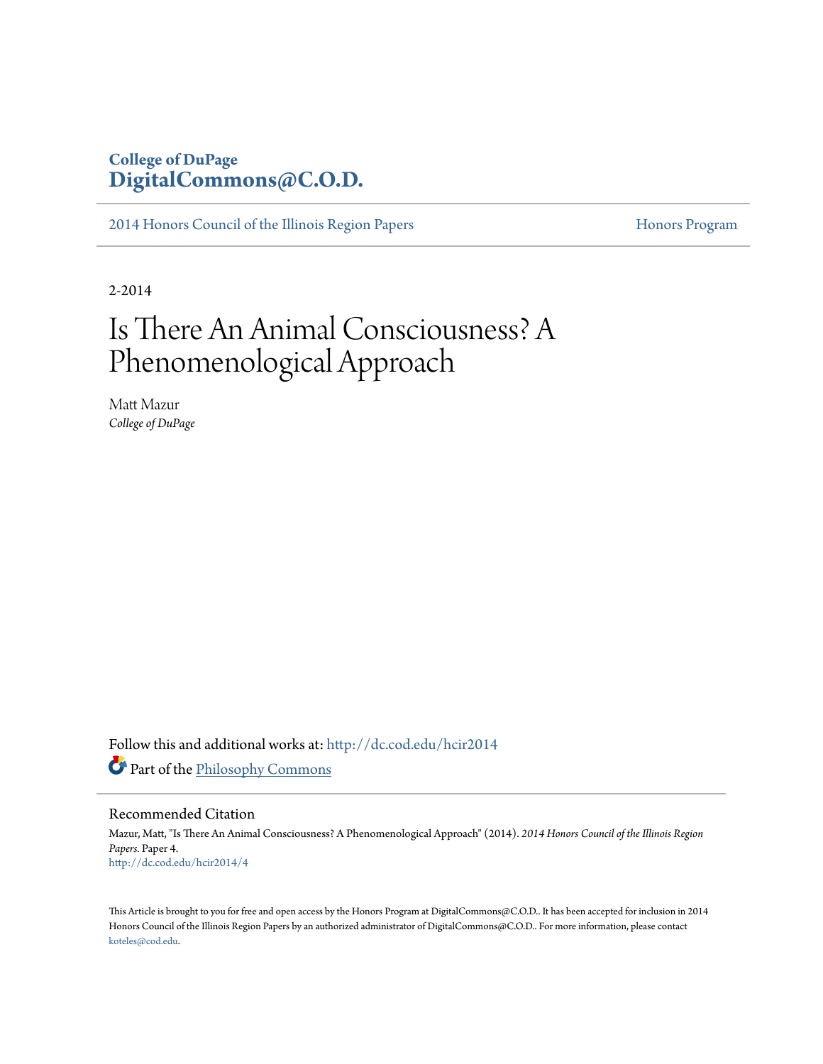College of DuPage
**DigitalCommons@C.O.D.**

2014 Honors Council of the Illinois Region Papers — Honors Program

2-2014

# Is There An Animal Consciousness? A Phenomenological Approach

Matt Mazur
*College of DuPage*

Follow this and additional works at: http://dc.cod.edu/hcir2014

Part of the Philosophy Commons

## Recommended Citation

Mazur, Matt, "Is There An Animal Consciousness? A Phenomenological Approach" (2014). *2014 Honors Council of the Illinois Region Papers.* Paper 4.
http://dc.cod.edu/hcir2014/4

This Article is brought to you for free and open access by the Honors Program at DigitalCommons@C.O.D.. It has been accepted for inclusion in 2014 Honors Council of the Illinois Region Papers by an authorized administrator of DigitalCommons@C.O.D.. For more information, please contact koteles@cod.edu.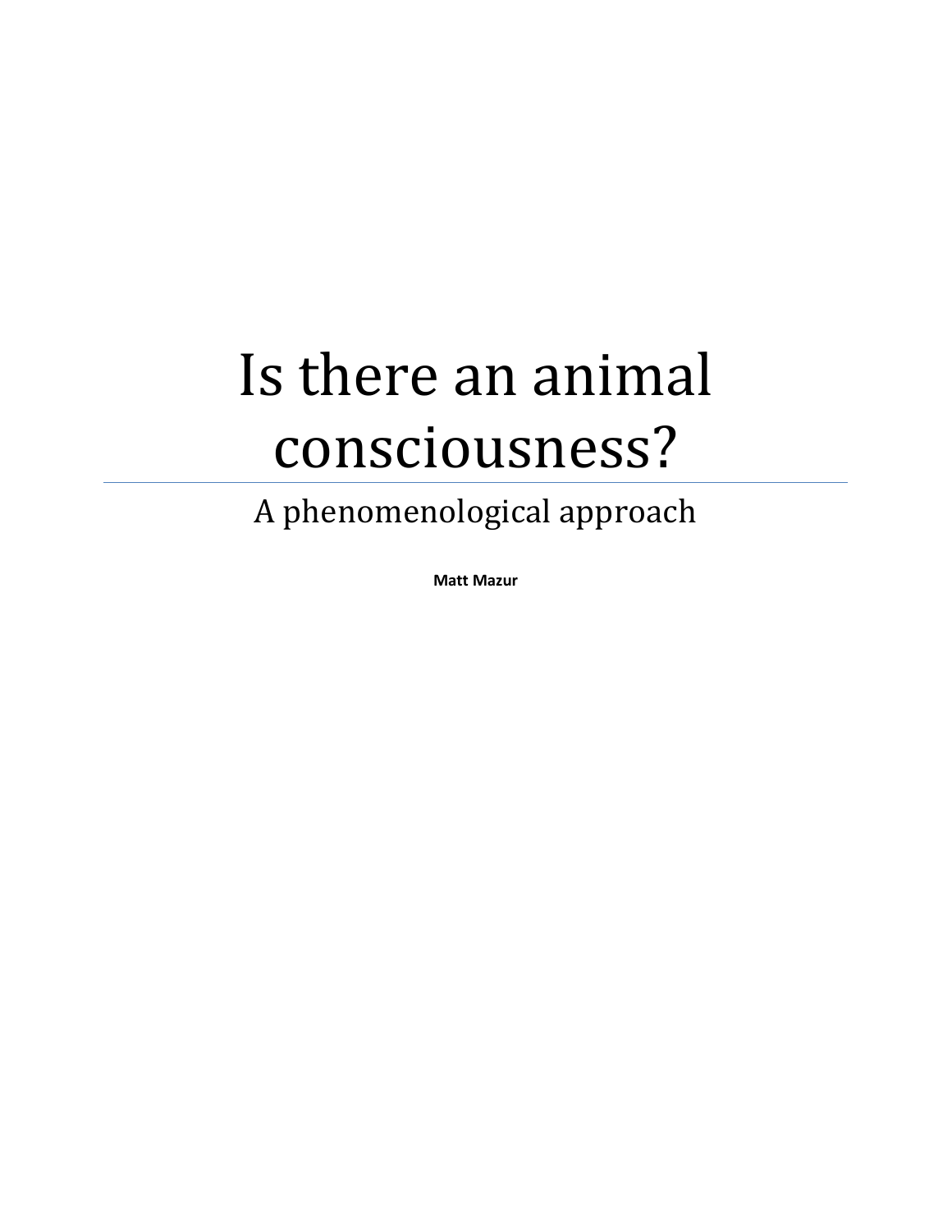# Is there an animal consciousness?

## A phenomenological approach

**Matt Mazur**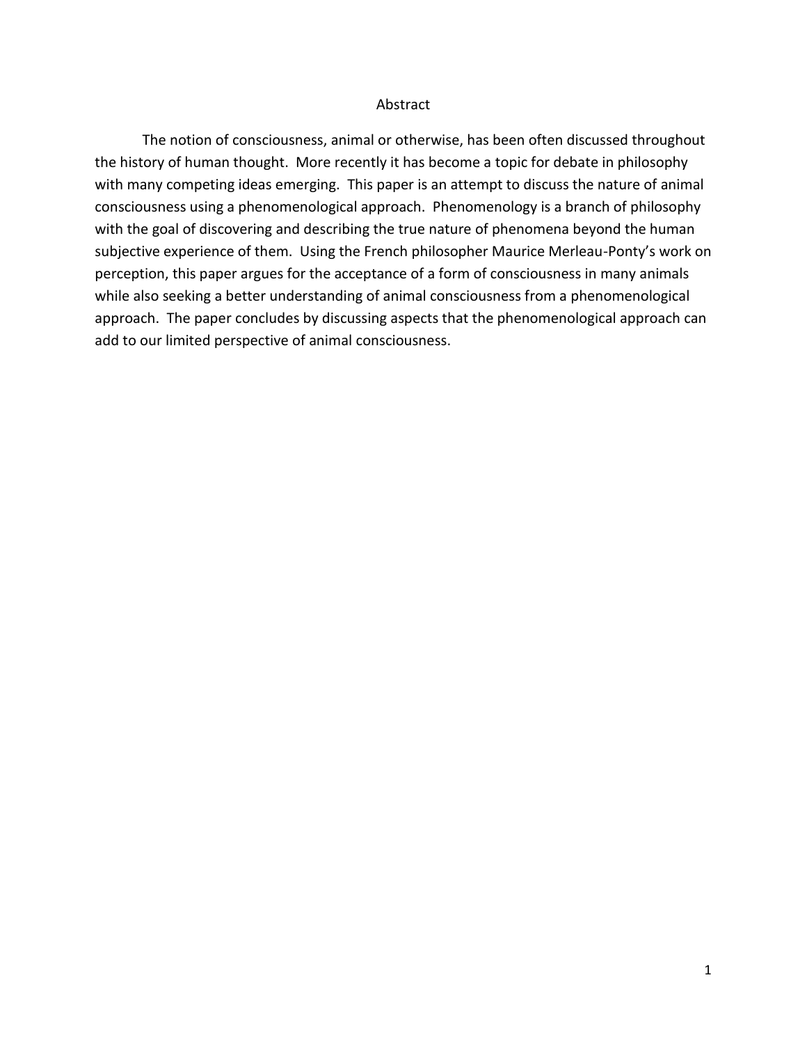# Abstract

The notion of consciousness, animal or otherwise, has been often discussed throughout the history of human thought. More recently it has become a topic for debate in philosophy with many competing ideas emerging. This paper is an attempt to discuss the nature of animal consciousness using a phenomenological approach. Phenomenology is a branch of philosophy with the goal of discovering and describing the true nature of phenomena beyond the human subjective experience of them. Using the French philosopher Maurice Merleau-Ponty's work on perception, this paper argues for the acceptance of a form of consciousness in many animals while also seeking a better understanding of animal consciousness from a phenomenological approach. The paper concludes by discussing aspects that the phenomenological approach can add to our limited perspective of animal consciousness.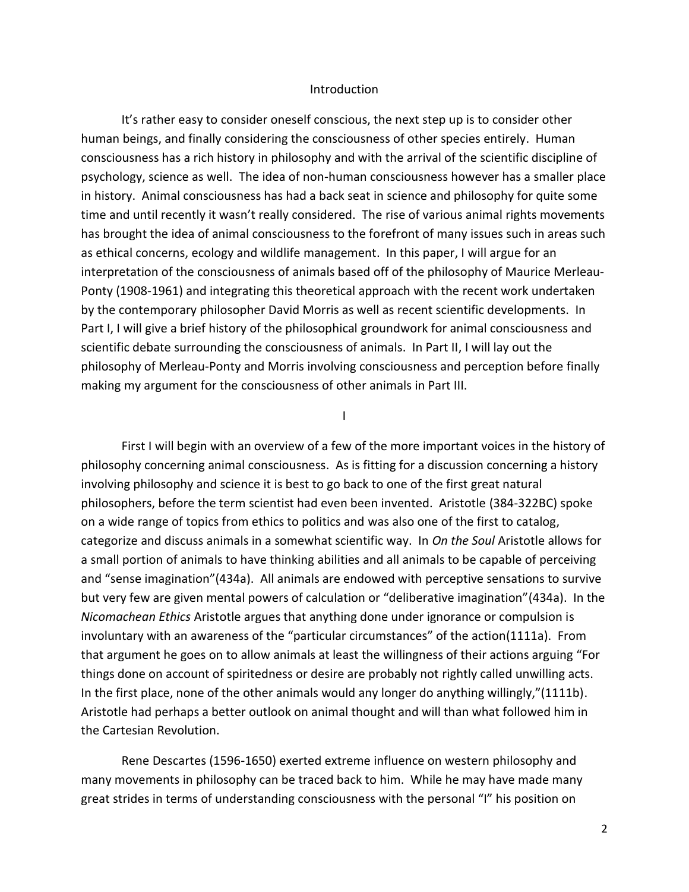## Introduction

It's rather easy to consider oneself conscious, the next step up is to consider other human beings, and finally considering the consciousness of other species entirely. Human consciousness has a rich history in philosophy and with the arrival of the scientific discipline of psychology, science as well. The idea of non-human consciousness however has a smaller place in history. Animal consciousness has had a back seat in science and philosophy for quite some time and until recently it wasn't really considered. The rise of various animal rights movements has brought the idea of animal consciousness to the forefront of many issues such in areas such as ethical concerns, ecology and wildlife management. In this paper, I will argue for an interpretation of the consciousness of animals based off of the philosophy of Maurice Merleau-Ponty (1908-1961) and integrating this theoretical approach with the recent work undertaken by the contemporary philosopher David Morris as well as recent scientific developments. In Part I, I will give a brief history of the philosophical groundwork for animal consciousness and scientific debate surrounding the consciousness of animals. In Part II, I will lay out the philosophy of Merleau-Ponty and Morris involving consciousness and perception before finally making my argument for the consciousness of other animals in Part III.

## I

First I will begin with an overview of a few of the more important voices in the history of philosophy concerning animal consciousness. As is fitting for a discussion concerning a history involving philosophy and science it is best to go back to one of the first great natural philosophers, before the term scientist had even been invented. Aristotle (384-322BC) spoke on a wide range of topics from ethics to politics and was also one of the first to catalog, categorize and discuss animals in a somewhat scientific way. In *On the Soul* Aristotle allows for a small portion of animals to have thinking abilities and all animals to be capable of perceiving and "sense imagination"(434a). All animals are endowed with perceptive sensations to survive but very few are given mental powers of calculation or "deliberative imagination"(434a). In the *Nicomachean Ethics* Aristotle argues that anything done under ignorance or compulsion is involuntary with an awareness of the "particular circumstances" of the action(1111a). From that argument he goes on to allow animals at least the willingness of their actions arguing "For things done on account of spiritedness or desire are probably not rightly called unwilling acts. In the first place, none of the other animals would any longer do anything willingly,"(1111b). Aristotle had perhaps a better outlook on animal thought and will than what followed him in the Cartesian Revolution.

Rene Descartes (1596-1650) exerted extreme influence on western philosophy and many movements in philosophy can be traced back to him. While he may have made many great strides in terms of understanding consciousness with the personal "I" his position on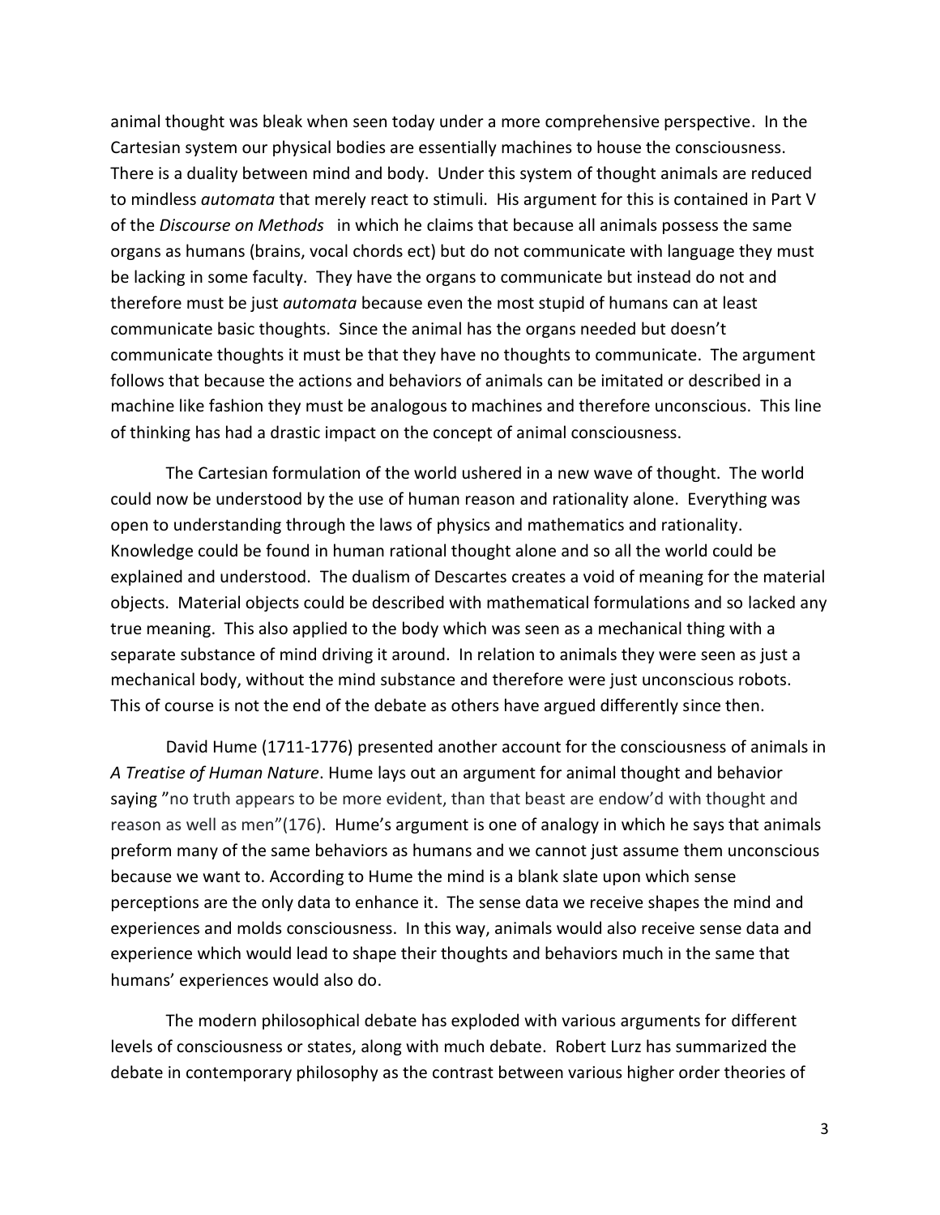animal thought was bleak when seen today under a more comprehensive perspective. In the Cartesian system our physical bodies are essentially machines to house the consciousness. There is a duality between mind and body. Under this system of thought animals are reduced to mindless *automata* that merely react to stimuli. His argument for this is contained in Part V of the *Discourse on Methods* in which he claims that because all animals possess the same organs as humans (brains, vocal chords ect) but do not communicate with language they must be lacking in some faculty. They have the organs to communicate but instead do not and therefore must be just *automata* because even the most stupid of humans can at least communicate basic thoughts. Since the animal has the organs needed but doesn't communicate thoughts it must be that they have no thoughts to communicate. The argument follows that because the actions and behaviors of animals can be imitated or described in a machine like fashion they must be analogous to machines and therefore unconscious. This line of thinking has had a drastic impact on the concept of animal consciousness.

The Cartesian formulation of the world ushered in a new wave of thought. The world could now be understood by the use of human reason and rationality alone. Everything was open to understanding through the laws of physics and mathematics and rationality. Knowledge could be found in human rational thought alone and so all the world could be explained and understood. The dualism of Descartes creates a void of meaning for the material objects. Material objects could be described with mathematical formulations and so lacked any true meaning. This also applied to the body which was seen as a mechanical thing with a separate substance of mind driving it around. In relation to animals they were seen as just a mechanical body, without the mind substance and therefore were just unconscious robots. This of course is not the end of the debate as others have argued differently since then.

David Hume (1711-1776) presented another account for the consciousness of animals in *A Treatise of Human Nature*. Hume lays out an argument for animal thought and behavior saying "no truth appears to be more evident, than that beast are endow'd with thought and reason as well as men"(176). Hume's argument is one of analogy in which he says that animals preform many of the same behaviors as humans and we cannot just assume them unconscious because we want to. According to Hume the mind is a blank slate upon which sense perceptions are the only data to enhance it. The sense data we receive shapes the mind and experiences and molds consciousness. In this way, animals would also receive sense data and experience which would lead to shape their thoughts and behaviors much in the same that humans' experiences would also do.

The modern philosophical debate has exploded with various arguments for different levels of consciousness or states, along with much debate. Robert Lurz has summarized the debate in contemporary philosophy as the contrast between various higher order theories of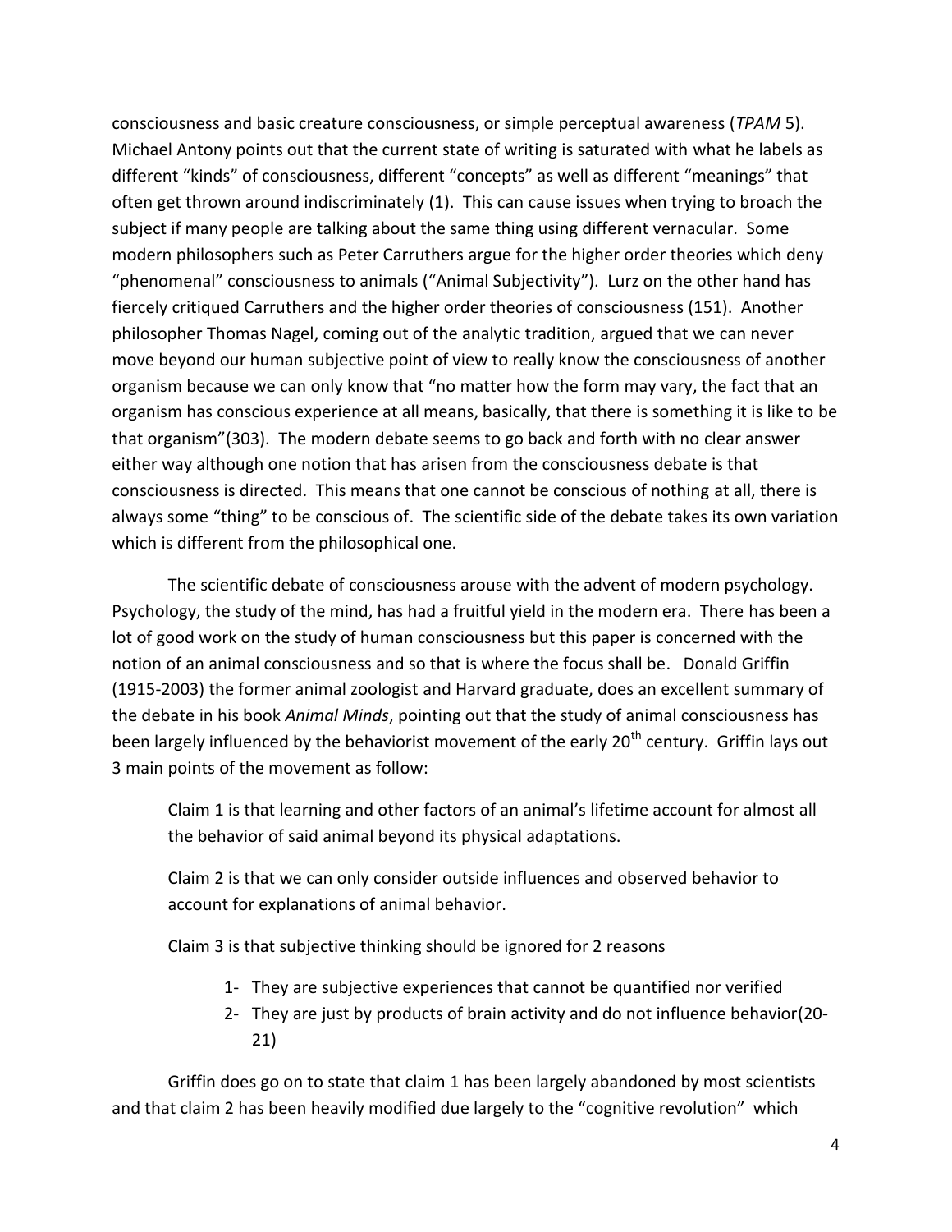consciousness and basic creature consciousness, or simple perceptual awareness (*TPAM* 5). Michael Antony points out that the current state of writing is saturated with what he labels as different "kinds" of consciousness, different "concepts" as well as different "meanings" that often get thrown around indiscriminately (1). This can cause issues when trying to broach the subject if many people are talking about the same thing using different vernacular. Some modern philosophers such as Peter Carruthers argue for the higher order theories which deny "phenomenal" consciousness to animals ("Animal Subjectivity"). Lurz on the other hand has fiercely critiqued Carruthers and the higher order theories of consciousness (151). Another philosopher Thomas Nagel, coming out of the analytic tradition, argued that we can never move beyond our human subjective point of view to really know the consciousness of another organism because we can only know that "no matter how the form may vary, the fact that an organism has conscious experience at all means, basically, that there is something it is like to be that organism"(303). The modern debate seems to go back and forth with no clear answer either way although one notion that has arisen from the consciousness debate is that consciousness is directed. This means that one cannot be conscious of nothing at all, there is always some "thing" to be conscious of. The scientific side of the debate takes its own variation which is different from the philosophical one.

The scientific debate of consciousness arouse with the advent of modern psychology. Psychology, the study of the mind, has had a fruitful yield in the modern era. There has been a lot of good work on the study of human consciousness but this paper is concerned with the notion of an animal consciousness and so that is where the focus shall be. Donald Griffin (1915-2003) the former animal zoologist and Harvard graduate, does an excellent summary of the debate in his book *Animal Minds*, pointing out that the study of animal consciousness has been largely influenced by the behaviorist movement of the early 20th century. Griffin lays out 3 main points of the movement as follow:

> Claim 1 is that learning and other factors of an animal's lifetime account for almost all the behavior of said animal beyond its physical adaptations.
>
> Claim 2 is that we can only consider outside influences and observed behavior to account for explanations of animal behavior.
>
> Claim 3 is that subjective thinking should be ignored for 2 reasons
>
> 1- They are subjective experiences that cannot be quantified nor verified
> 2- They are just by products of brain activity and do not influence behavior(20-21)

Griffin does go on to state that claim 1 has been largely abandoned by most scientists and that claim 2 has been heavily modified due largely to the "cognitive revolution" which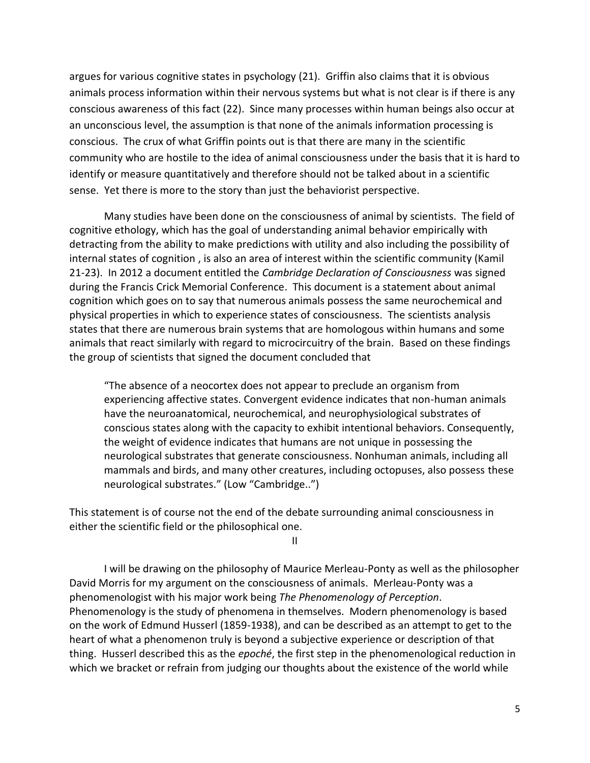argues for various cognitive states in psychology (21). Griffin also claims that it is obvious animals process information within their nervous systems but what is not clear is if there is any conscious awareness of this fact (22). Since many processes within human beings also occur at an unconscious level, the assumption is that none of the animals information processing is conscious. The crux of what Griffin points out is that there are many in the scientific community who are hostile to the idea of animal consciousness under the basis that it is hard to identify or measure quantitatively and therefore should not be talked about in a scientific sense. Yet there is more to the story than just the behaviorist perspective.

Many studies have been done on the consciousness of animal by scientists. The field of cognitive ethology, which has the goal of understanding animal behavior empirically with detracting from the ability to make predictions with utility and also including the possibility of internal states of cognition , is also an area of interest within the scientific community (Kamil 21-23). In 2012 a document entitled the *Cambridge Declaration of Consciousness* was signed during the Francis Crick Memorial Conference. This document is a statement about animal cognition which goes on to say that numerous animals possess the same neurochemical and physical properties in which to experience states of consciousness. The scientists analysis states that there are numerous brain systems that are homologous within humans and some animals that react similarly with regard to microcircuitry of the brain. Based on these findings the group of scientists that signed the document concluded that

> "The absence of a neocortex does not appear to preclude an organism from experiencing affective states. Convergent evidence indicates that non-human animals have the neuroanatomical, neurochemical, and neurophysiological substrates of conscious states along with the capacity to exhibit intentional behaviors. Consequently, the weight of evidence indicates that humans are not unique in possessing the neurological substrates that generate consciousness. Nonhuman animals, including all mammals and birds, and many other creatures, including octopuses, also possess these neurological substrates." (Low "Cambridge..")

This statement is of course not the end of the debate surrounding animal consciousness in either the scientific field or the philosophical one.

## II

I will be drawing on the philosophy of Maurice Merleau-Ponty as well as the philosopher David Morris for my argument on the consciousness of animals. Merleau-Ponty was a phenomenologist with his major work being *The Phenomenology of Perception*. Phenomenology is the study of phenomena in themselves. Modern phenomenology is based on the work of Edmund Husserl (1859-1938), and can be described as an attempt to get to the heart of what a phenomenon truly is beyond a subjective experience or description of that thing. Husserl described this as the *epoché*, the first step in the phenomenological reduction in which we bracket or refrain from judging our thoughts about the existence of the world while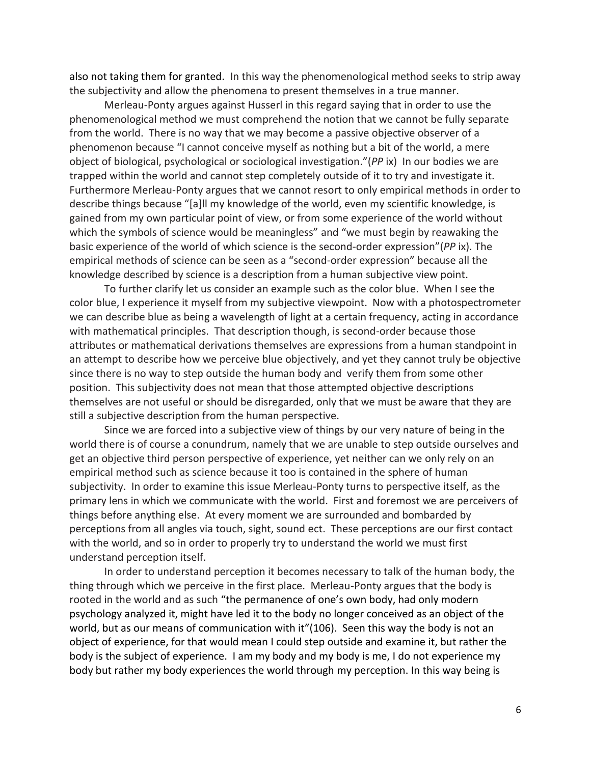also not taking them for granted. In this way the phenomenological method seeks to strip away the subjectivity and allow the phenomena to present themselves in a true manner.

Merleau-Ponty argues against Husserl in this regard saying that in order to use the phenomenological method we must comprehend the notion that we cannot be fully separate from the world. There is no way that we may become a passive objective observer of a phenomenon because "I cannot conceive myself as nothing but a bit of the world, a mere object of biological, psychological or sociological investigation."(*PP* ix) In our bodies we are trapped within the world and cannot step completely outside of it to try and investigate it. Furthermore Merleau-Ponty argues that we cannot resort to only empirical methods in order to describe things because "[a]ll my knowledge of the world, even my scientific knowledge, is gained from my own particular point of view, or from some experience of the world without which the symbols of science would be meaningless" and "we must begin by reawaking the basic experience of the world of which science is the second-order expression"(*PP* ix). The empirical methods of science can be seen as a "second-order expression" because all the knowledge described by science is a description from a human subjective view point.

To further clarify let us consider an example such as the color blue. When I see the color blue, I experience it myself from my subjective viewpoint. Now with a photospectrometer we can describe blue as being a wavelength of light at a certain frequency, acting in accordance with mathematical principles. That description though, is second-order because those attributes or mathematical derivations themselves are expressions from a human standpoint in an attempt to describe how we perceive blue objectively, and yet they cannot truly be objective since there is no way to step outside the human body and verify them from some other position. This subjectivity does not mean that those attempted objective descriptions themselves are not useful or should be disregarded, only that we must be aware that they are still a subjective description from the human perspective.

Since we are forced into a subjective view of things by our very nature of being in the world there is of course a conundrum, namely that we are unable to step outside ourselves and get an objective third person perspective of experience, yet neither can we only rely on an empirical method such as science because it too is contained in the sphere of human subjectivity. In order to examine this issue Merleau-Ponty turns to perspective itself, as the primary lens in which we communicate with the world. First and foremost we are perceivers of things before anything else. At every moment we are surrounded and bombarded by perceptions from all angles via touch, sight, sound ect. These perceptions are our first contact with the world, and so in order to properly try to understand the world we must first understand perception itself.

In order to understand perception it becomes necessary to talk of the human body, the thing through which we perceive in the first place. Merleau-Ponty argues that the body is rooted in the world and as such "the permanence of one's own body, had only modern psychology analyzed it, might have led it to the body no longer conceived as an object of the world, but as our means of communication with it"(106). Seen this way the body is not an object of experience, for that would mean I could step outside and examine it, but rather the body is the subject of experience. I am my body and my body is me, I do not experience my body but rather my body experiences the world through my perception. In this way being is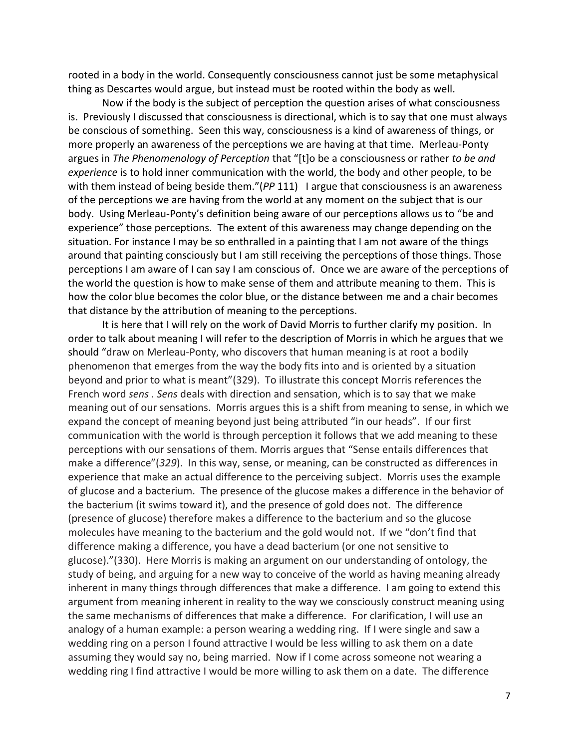rooted in a body in the world. Consequently consciousness cannot just be some metaphysical thing as Descartes would argue, but instead must be rooted within the body as well.

Now if the body is the subject of perception the question arises of what consciousness is. Previously I discussed that consciousness is directional, which is to say that one must always be conscious of something. Seen this way, consciousness is a kind of awareness of things, or more properly an awareness of the perceptions we are having at that time. Merleau-Ponty argues in *The Phenomenology of Perception* that "[t]o be a consciousness or rather *to be and experience* is to hold inner communication with the world, the body and other people, to be with them instead of being beside them."(*PP* 111) I argue that consciousness is an awareness of the perceptions we are having from the world at any moment on the subject that is our body. Using Merleau-Ponty's definition being aware of our perceptions allows us to "be and experience" those perceptions. The extent of this awareness may change depending on the situation. For instance I may be so enthralled in a painting that I am not aware of the things around that painting consciously but I am still receiving the perceptions of those things. Those perceptions I am aware of I can say I am conscious of. Once we are aware of the perceptions of the world the question is how to make sense of them and attribute meaning to them. This is how the color blue becomes the color blue, or the distance between me and a chair becomes that distance by the attribution of meaning to the perceptions.

It is here that I will rely on the work of David Morris to further clarify my position. In order to talk about meaning I will refer to the description of Morris in which he argues that we should "draw on Merleau-Ponty, who discovers that human meaning is at root a bodily phenomenon that emerges from the way the body fits into and is oriented by a situation beyond and prior to what is meant"(329). To illustrate this concept Morris references the French word *sens* . *Sens* deals with direction and sensation, which is to say that we make meaning out of our sensations. Morris argues this is a shift from meaning to sense, in which we expand the concept of meaning beyond just being attributed "in our heads". If our first communication with the world is through perception it follows that we add meaning to these perceptions with our sensations of them. Morris argues that "Sense entails differences that make a difference"(*329*). In this way, sense, or meaning, can be constructed as differences in experience that make an actual difference to the perceiving subject. Morris uses the example of glucose and a bacterium. The presence of the glucose makes a difference in the behavior of the bacterium (it swims toward it), and the presence of gold does not. The difference (presence of glucose) therefore makes a difference to the bacterium and so the glucose molecules have meaning to the bacterium and the gold would not. If we "don't find that difference making a difference, you have a dead bacterium (or one not sensitive to glucose)."(330). Here Morris is making an argument on our understanding of ontology, the study of being, and arguing for a new way to conceive of the world as having meaning already inherent in many things through differences that make a difference. I am going to extend this argument from meaning inherent in reality to the way we consciously construct meaning using the same mechanisms of differences that make a difference. For clarification, I will use an analogy of a human example: a person wearing a wedding ring. If I were single and saw a wedding ring on a person I found attractive I would be less willing to ask them on a date assuming they would say no, being married. Now if I come across someone not wearing a wedding ring I find attractive I would be more willing to ask them on a date. The difference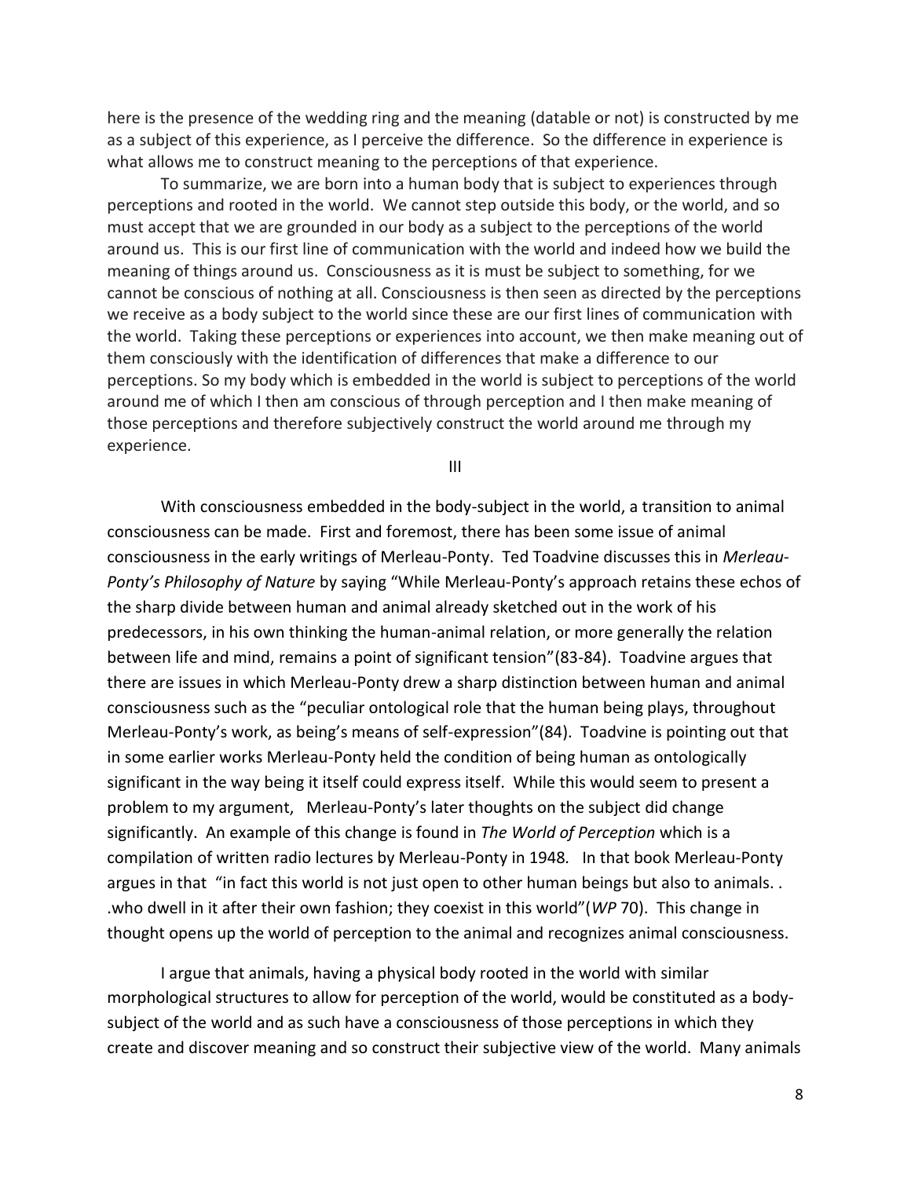here is the presence of the wedding ring and the meaning (datable or not) is constructed by me as a subject of this experience, as I perceive the difference. So the difference in experience is what allows me to construct meaning to the perceptions of that experience.

To summarize, we are born into a human body that is subject to experiences through perceptions and rooted in the world. We cannot step outside this body, or the world, and so must accept that we are grounded in our body as a subject to the perceptions of the world around us. This is our first line of communication with the world and indeed how we build the meaning of things around us. Consciousness as it is must be subject to something, for we cannot be conscious of nothing at all. Consciousness is then seen as directed by the perceptions we receive as a body subject to the world since these are our first lines of communication with the world. Taking these perceptions or experiences into account, we then make meaning out of them consciously with the identification of differences that make a difference to our perceptions. So my body which is embedded in the world is subject to perceptions of the world around me of which I then am conscious of through perception and I then make meaning of those perceptions and therefore subjectively construct the world around me through my experience.

## III

With consciousness embedded in the body-subject in the world, a transition to animal consciousness can be made. First and foremost, there has been some issue of animal consciousness in the early writings of Merleau-Ponty. Ted Toadvine discusses this in *Merleau-Ponty's Philosophy of Nature* by saying "While Merleau-Ponty's approach retains these echos of the sharp divide between human and animal already sketched out in the work of his predecessors, in his own thinking the human-animal relation, or more generally the relation between life and mind, remains a point of significant tension"(83-84). Toadvine argues that there are issues in which Merleau-Ponty drew a sharp distinction between human and animal consciousness such as the "peculiar ontological role that the human being plays, throughout Merleau-Ponty's work, as being's means of self-expression"(84). Toadvine is pointing out that in some earlier works Merleau-Ponty held the condition of being human as ontologically significant in the way being it itself could express itself. While this would seem to present a problem to my argument, Merleau-Ponty's later thoughts on the subject did change significantly. An example of this change is found in *The World of Perception* which is a compilation of written radio lectures by Merleau-Ponty in 1948. In that book Merleau-Ponty argues in that "in fact this world is not just open to other human beings but also to animals. . .who dwell in it after their own fashion; they coexist in this world"(*WP* 70). This change in thought opens up the world of perception to the animal and recognizes animal consciousness.

I argue that animals, having a physical body rooted in the world with similar morphological structures to allow for perception of the world, would be constituted as a body-subject of the world and as such have a consciousness of those perceptions in which they create and discover meaning and so construct their subjective view of the world. Many animals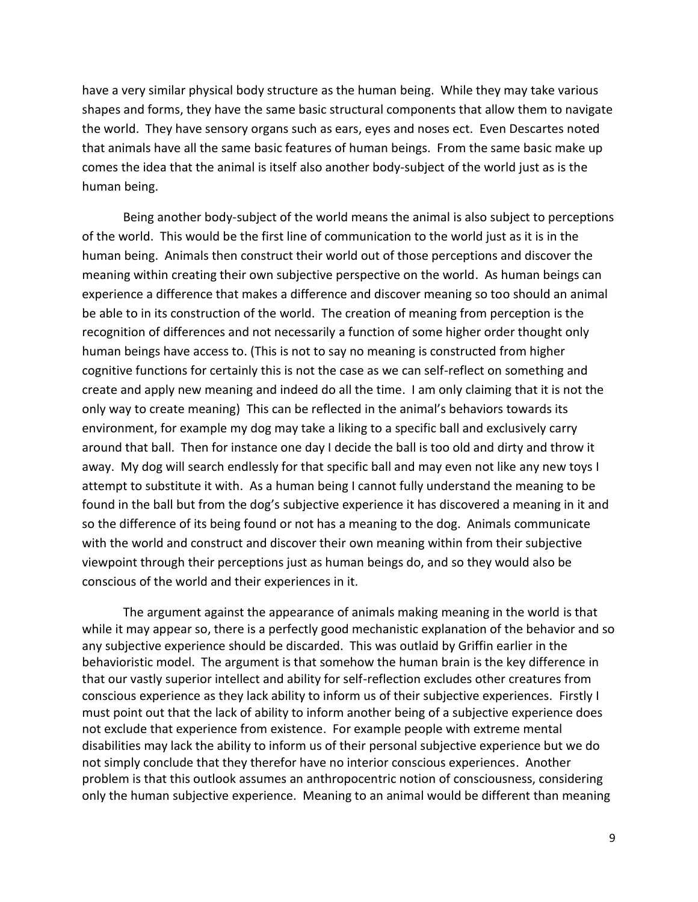have a very similar physical body structure as the human being. While they may take various shapes and forms, they have the same basic structural components that allow them to navigate the world. They have sensory organs such as ears, eyes and noses ect. Even Descartes noted that animals have all the same basic features of human beings. From the same basic make up comes the idea that the animal is itself also another body-subject of the world just as is the human being.

Being another body-subject of the world means the animal is also subject to perceptions of the world. This would be the first line of communication to the world just as it is in the human being. Animals then construct their world out of those perceptions and discover the meaning within creating their own subjective perspective on the world. As human beings can experience a difference that makes a difference and discover meaning so too should an animal be able to in its construction of the world. The creation of meaning from perception is the recognition of differences and not necessarily a function of some higher order thought only human beings have access to. (This is not to say no meaning is constructed from higher cognitive functions for certainly this is not the case as we can self-reflect on something and create and apply new meaning and indeed do all the time. I am only claiming that it is not the only way to create meaning) This can be reflected in the animal's behaviors towards its environment, for example my dog may take a liking to a specific ball and exclusively carry around that ball. Then for instance one day I decide the ball is too old and dirty and throw it away. My dog will search endlessly for that specific ball and may even not like any new toys I attempt to substitute it with. As a human being I cannot fully understand the meaning to be found in the ball but from the dog's subjective experience it has discovered a meaning in it and so the difference of its being found or not has a meaning to the dog. Animals communicate with the world and construct and discover their own meaning within from their subjective viewpoint through their perceptions just as human beings do, and so they would also be conscious of the world and their experiences in it.

The argument against the appearance of animals making meaning in the world is that while it may appear so, there is a perfectly good mechanistic explanation of the behavior and so any subjective experience should be discarded. This was outlaid by Griffin earlier in the behavioristic model. The argument is that somehow the human brain is the key difference in that our vastly superior intellect and ability for self-reflection excludes other creatures from conscious experience as they lack ability to inform us of their subjective experiences. Firstly I must point out that the lack of ability to inform another being of a subjective experience does not exclude that experience from existence. For example people with extreme mental disabilities may lack the ability to inform us of their personal subjective experience but we do not simply conclude that they therefor have no interior conscious experiences. Another problem is that this outlook assumes an anthropocentric notion of consciousness, considering only the human subjective experience. Meaning to an animal would be different than meaning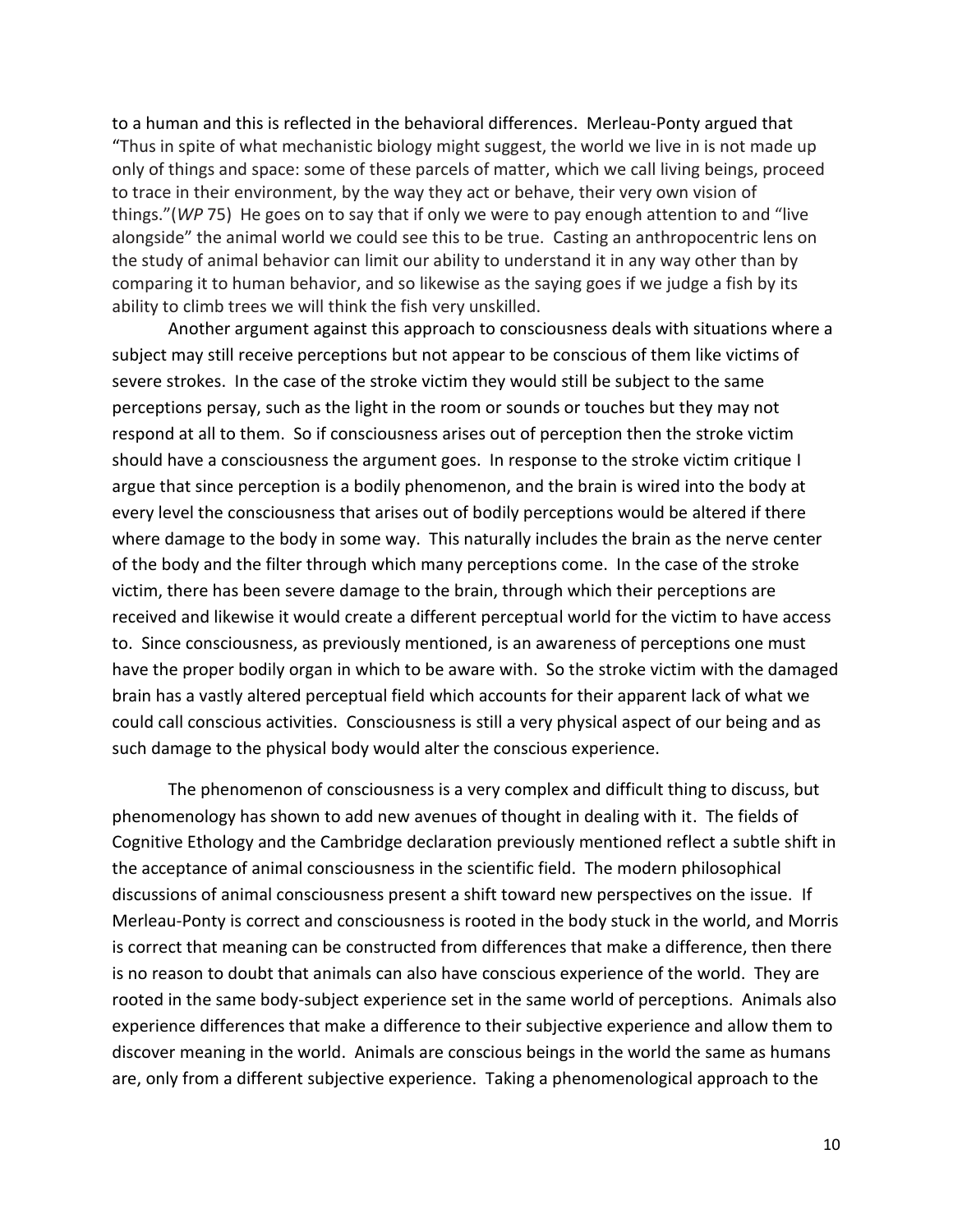to a human and this is reflected in the behavioral differences. Merleau-Ponty argued that "Thus in spite of what mechanistic biology might suggest, the world we live in is not made up only of things and space: some of these parcels of matter, which we call living beings, proceed to trace in their environment, by the way they act or behave, their very own vision of things."(*WP* 75) He goes on to say that if only we were to pay enough attention to and "live alongside" the animal world we could see this to be true. Casting an anthropocentric lens on the study of animal behavior can limit our ability to understand it in any way other than by comparing it to human behavior, and so likewise as the saying goes if we judge a fish by its ability to climb trees we will think the fish very unskilled.

Another argument against this approach to consciousness deals with situations where a subject may still receive perceptions but not appear to be conscious of them like victims of severe strokes. In the case of the stroke victim they would still be subject to the same perceptions persay, such as the light in the room or sounds or touches but they may not respond at all to them. So if consciousness arises out of perception then the stroke victim should have a consciousness the argument goes. In response to the stroke victim critique I argue that since perception is a bodily phenomenon, and the brain is wired into the body at every level the consciousness that arises out of bodily perceptions would be altered if there where damage to the body in some way. This naturally includes the brain as the nerve center of the body and the filter through which many perceptions come. In the case of the stroke victim, there has been severe damage to the brain, through which their perceptions are received and likewise it would create a different perceptual world for the victim to have access to. Since consciousness, as previously mentioned, is an awareness of perceptions one must have the proper bodily organ in which to be aware with. So the stroke victim with the damaged brain has a vastly altered perceptual field which accounts for their apparent lack of what we could call conscious activities. Consciousness is still a very physical aspect of our being and as such damage to the physical body would alter the conscious experience.

The phenomenon of consciousness is a very complex and difficult thing to discuss, but phenomenology has shown to add new avenues of thought in dealing with it. The fields of Cognitive Ethology and the Cambridge declaration previously mentioned reflect a subtle shift in the acceptance of animal consciousness in the scientific field. The modern philosophical discussions of animal consciousness present a shift toward new perspectives on the issue. If Merleau-Ponty is correct and consciousness is rooted in the body stuck in the world, and Morris is correct that meaning can be constructed from differences that make a difference, then there is no reason to doubt that animals can also have conscious experience of the world. They are rooted in the same body-subject experience set in the same world of perceptions. Animals also experience differences that make a difference to their subjective experience and allow them to discover meaning in the world. Animals are conscious beings in the world the same as humans are, only from a different subjective experience. Taking a phenomenological approach to the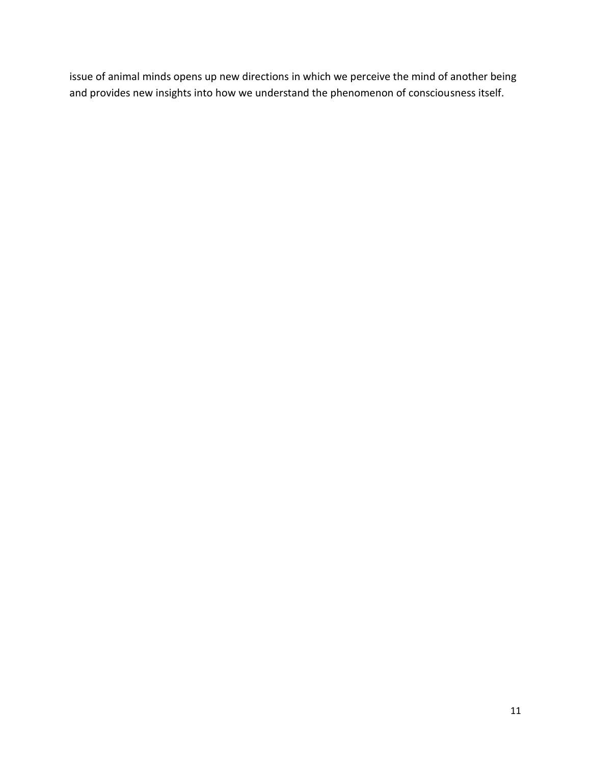issue of animal minds opens up new directions in which we perceive the mind of another being and provides new insights into how we understand the phenomenon of consciousness itself.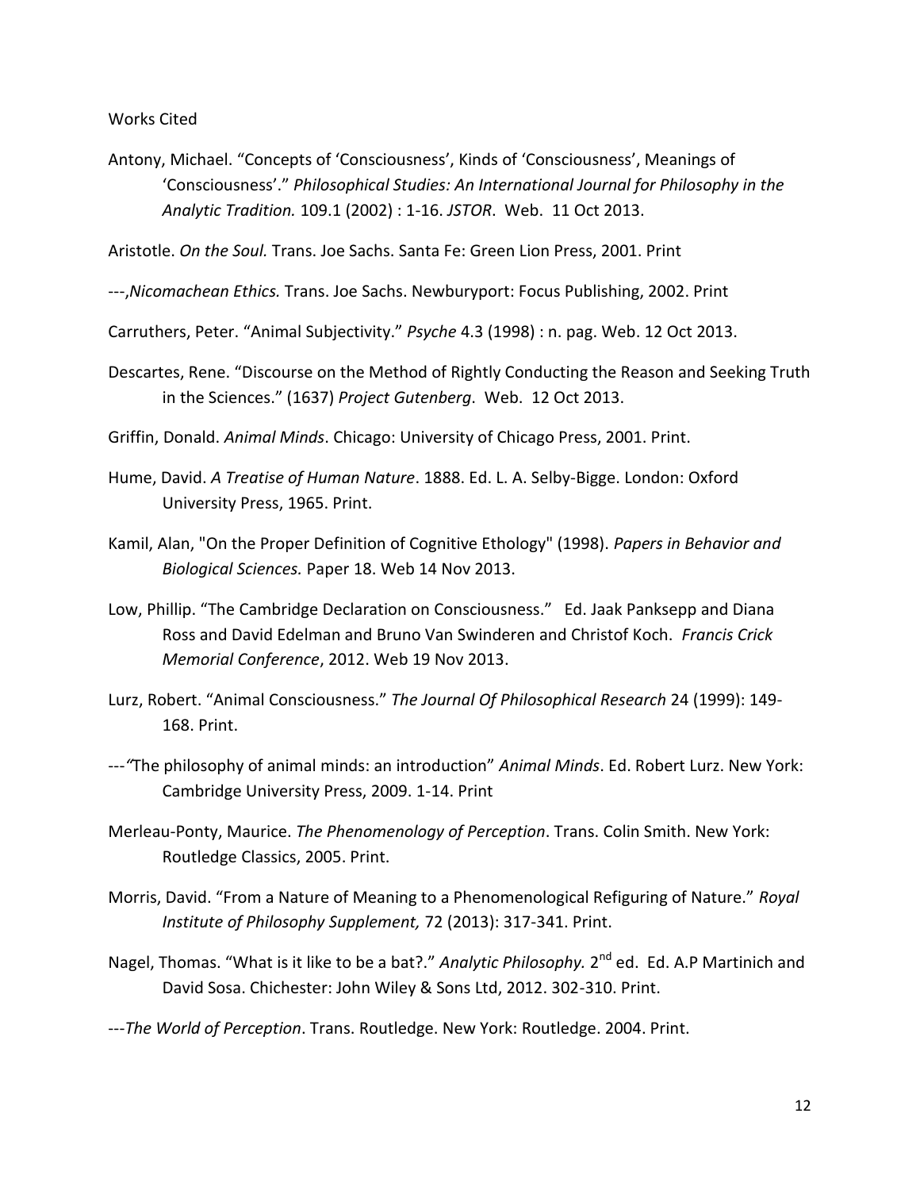Works Cited

Antony, Michael. “Concepts of ‘Consciousness’, Kinds of ‘Consciousness’, Meanings of ‘Consciousness’.” *Philosophical Studies: An International Journal for Philosophy in the Analytic Tradition.* 109.1 (2002) : 1-16. *JSTOR*. Web. 11 Oct 2013.

Aristotle. *On the Soul.* Trans. Joe Sachs. Santa Fe: Green Lion Press, 2001. Print

---,*Nicomachean Ethics.* Trans. Joe Sachs. Newburyport: Focus Publishing, 2002. Print

Carruthers, Peter. “Animal Subjectivity.” *Psyche* 4.3 (1998) : n. pag. Web. 12 Oct 2013.

Descartes, Rene. “Discourse on the Method of Rightly Conducting the Reason and Seeking Truth in the Sciences.” (1637) *Project Gutenberg*. Web. 12 Oct 2013.

Griffin, Donald. *Animal Minds*. Chicago: University of Chicago Press, 2001. Print.

Hume, David. *A Treatise of Human Nature*. 1888. Ed. L. A. Selby-Bigge. London: Oxford University Press, 1965. Print.

Kamil, Alan, "On the Proper Definition of Cognitive Ethology" (1998). *Papers in Behavior and Biological Sciences.* Paper 18. Web 14 Nov 2013.

Low, Phillip. “The Cambridge Declaration on Consciousness.” Ed. Jaak Panksepp and Diana Ross and David Edelman and Bruno Van Swinderen and Christof Koch. *Francis Crick Memorial Conference*, 2012. Web 19 Nov 2013.

Lurz, Robert. “Animal Consciousness.” *The Journal Of Philosophical Research* 24 (1999): 149-168. Print.

---“The philosophy of animal minds: an introduction” *Animal Minds*. Ed. Robert Lurz. New York: Cambridge University Press, 2009. 1-14. Print

Merleau-Ponty, Maurice. *The Phenomenology of Perception*. Trans. Colin Smith. New York: Routledge Classics, 2005. Print.

Morris, David. “From a Nature of Meaning to a Phenomenological Refiguring of Nature.” *Royal Institute of Philosophy Supplement,* 72 (2013): 317-341. Print.

Nagel, Thomas. “What is it like to be a bat?.” *Analytic Philosophy.* 2nd ed. Ed. A.P Martinich and David Sosa. Chichester: John Wiley & Sons Ltd, 2012. 302-310. Print.

---*The World of Perception*. Trans. Routledge. New York: Routledge. 2004. Print.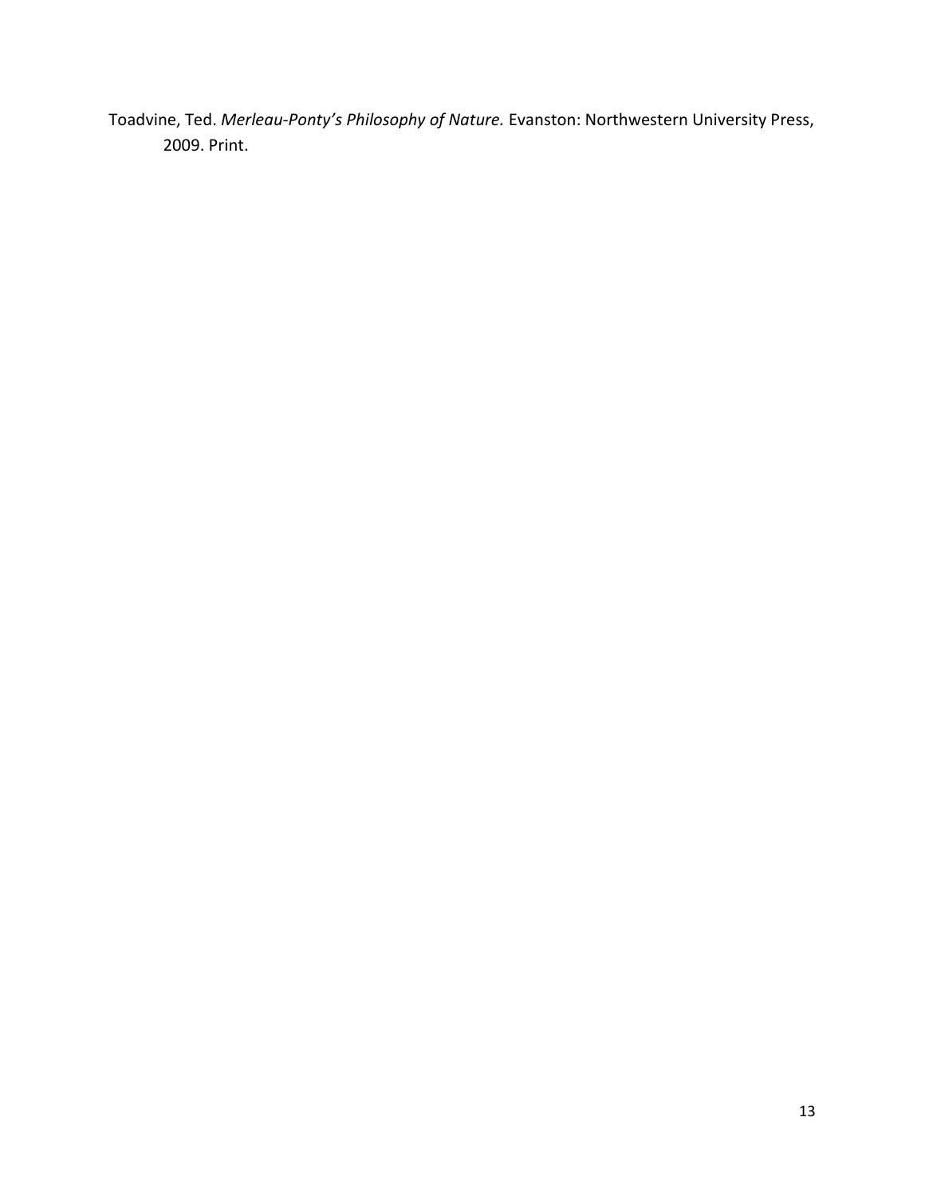Toadvine, Ted. *Merleau-Ponty's Philosophy of Nature.* Evanston: Northwestern University Press, 2009. Print.